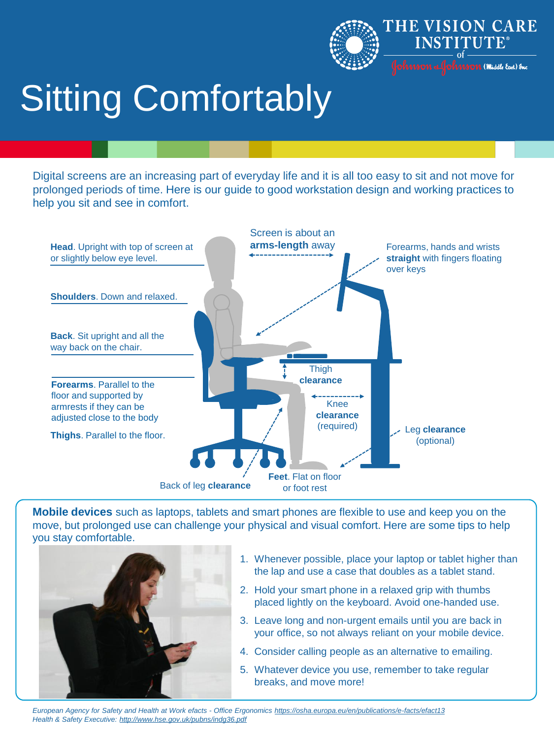THE VISION CARE INSTITUTE® of Johnson & Johnson (Middle East) Inc

# Sitting Comfortably

Digital screens are an increasing part of everyday life and it is all too easy to sit and not move for prolonged periods of time. Here is our guide to good workstation design and working practices to help you sit and see in comfort.

**Head**. Upright with top of screen at or slightly below eye level.

**Shoulders**. Down and relaxed.

**Back**. Sit upright and all the way back on the chair.

**Forearms**. Parallel to the floor and supported by armrests if they can be adjusted close to the body

**Thighs**. Parallel to the floor.

Screen is about an **arms-length** away

Forearms, hands and wrists **straight** with fingers floating over keys

Thigh **clearance**

Knee **clearance** (required)

Leg **clearance** (optional)

**Feet**. Flat on floor or foot rest

Back of leg **clearance**

**Mobile devices** such as laptops, tablets and smart phones are flexible to use and keep you on the move, but prolonged use can challenge your physical and visual comfort. Here are some tips to help you stay comfortable.

1. Whenever possible, place your laptop or tablet higher than the lap and use a case that doubles as a tablet stand.
2. Hold your smart phone in a relaxed grip with thumbs placed lightly on the keyboard. Avoid one-handed use.
3. Leave long and non-urgent emails until you are back in your office, so not always reliant on your mobile device.
4. Consider calling people as an alternative to emailing.
5. Whatever device you use, remember to take regular breaks, and move more!

*European Agency for Safety and Health at Work efacts - Office Ergonomics https://osha.europa.eu/en/publications/e-facts/efact13*
*Health & Safety Executive: http://www.hse.gov.uk/pubns/indg36.pdf*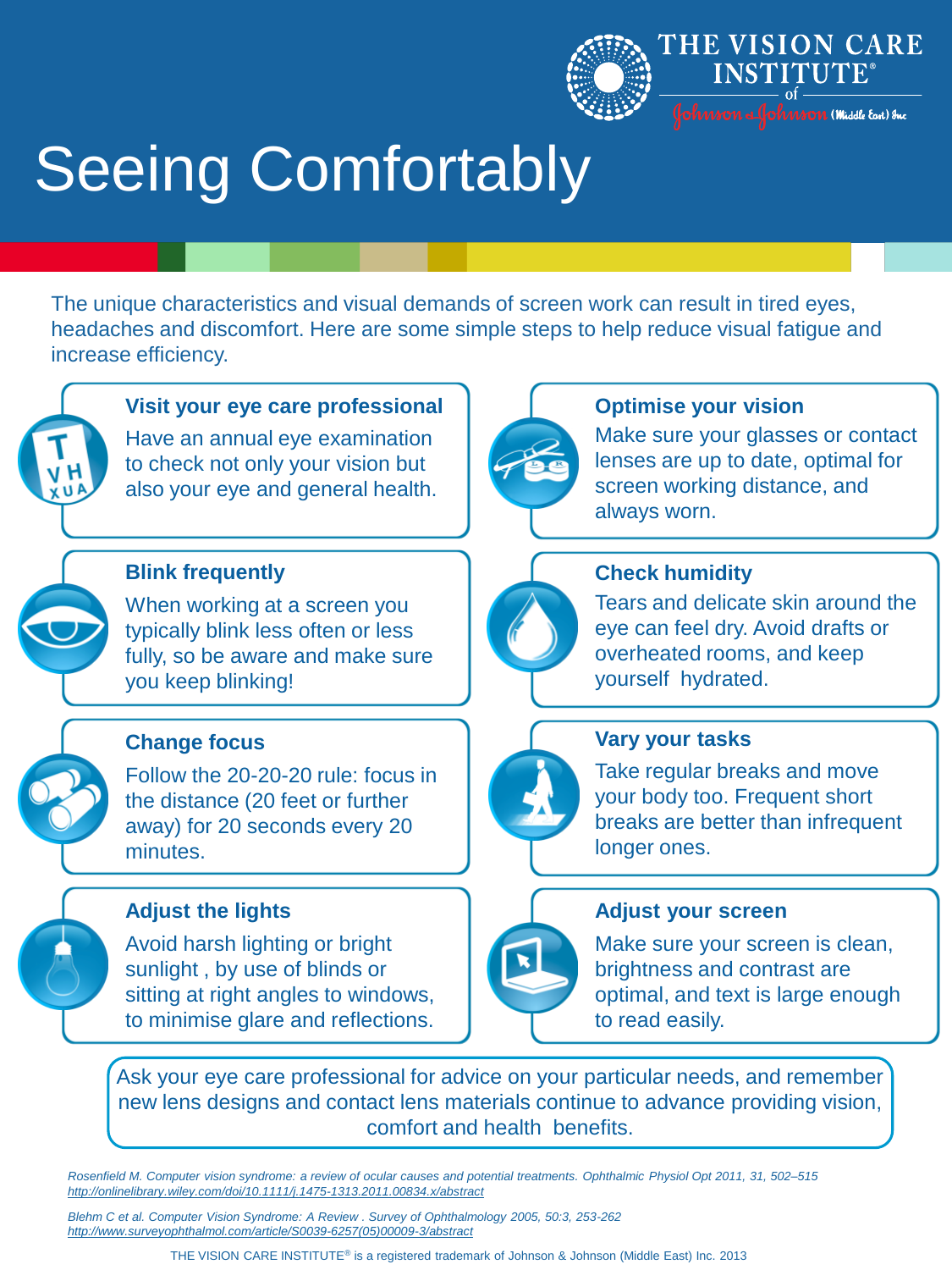# Seeing Comfortably

THE VISION CARE INSTITUTE® of Johnson & Johnson (Middle East) Inc

The unique characteristics and visual demands of screen work can result in tired eyes, headaches and discomfort. Here are some simple steps to help reduce visual fatigue and increase efficiency.

### Visit your eye care professional

Have an annual eye examination to check not only your vision but also your eye and general health.

### Optimise your vision

Make sure your glasses or contact lenses are up to date, optimal for screen working distance, and always worn.

### Blink frequently

When working at a screen you typically blink less often or less fully, so be aware and make sure you keep blinking!

### Check humidity

Tears and delicate skin around the eye can feel dry. Avoid drafts or overheated rooms, and keep yourself hydrated.

### Change focus

Follow the 20-20-20 rule: focus in the distance (20 feet or further away) for 20 seconds every 20 minutes.

### Vary your tasks

Take regular breaks and move your body too. Frequent short breaks are better than infrequent longer ones.

### Adjust the lights

Avoid harsh lighting or bright sunlight , by use of blinds or sitting at right angles to windows, to minimise glare and reflections.

### Adjust your screen

Make sure your screen is clean, brightness and contrast are optimal, and text is large enough to read easily.

Ask your eye care professional for advice on your particular needs, and remember new lens designs and contact lens materials continue to advance providing vision, comfort and health benefits.

*Rosenfield M. Computer vision syndrome: a review of ocular causes and potential treatments. Ophthalmic Physiol Opt 2011, 31, 502–515*
*http://onlinelibrary.wiley.com/doi/10.1111/j.1475-1313.2011.00834.x/abstract*

*Blehm C et al. Computer Vision Syndrome: A Review . Survey of Ophthalmology 2005, 50:3, 253-262*
*http://www.surveyophthalmol.com/article/S0039-6257(05)00009-3/abstract*

THE VISION CARE INSTITUTE® is a registered trademark of Johnson & Johnson (Middle East) Inc. 2013